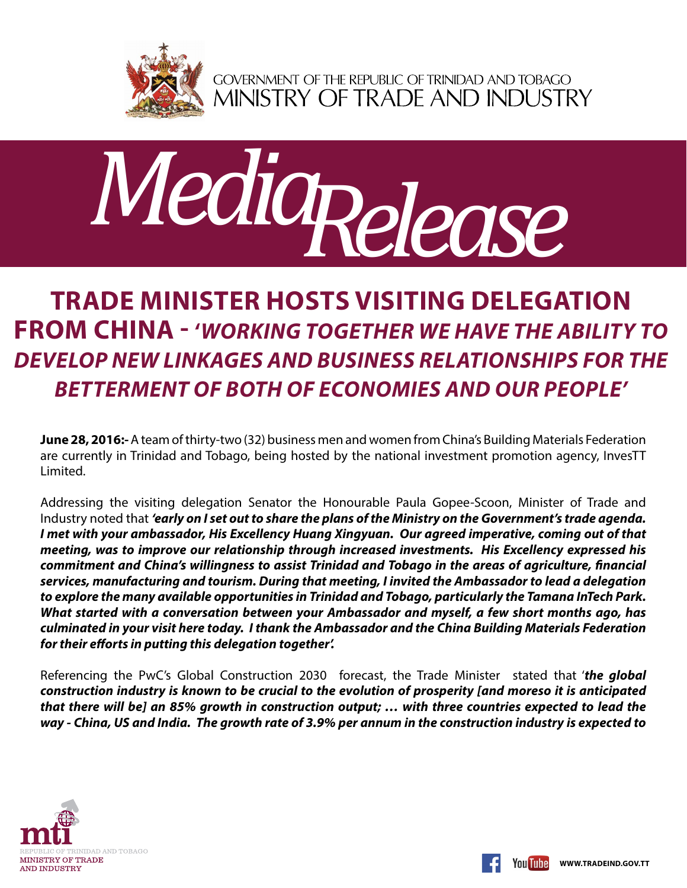GOVERNMENT OF THE REPUBLIC OF TRINIDAD AND TOBAGO
MINISTRY OF TRADE AND INDUSTRY

# Media Release

## TRADE MINISTER HOSTS VISITING DELEGATION FROM CHINA - *'WORKING TOGETHER WE HAVE THE ABILITY TO DEVELOP NEW LINKAGES AND BUSINESS RELATIONSHIPS FOR THE BETTERMENT OF BOTH OF ECONOMIES AND OUR PEOPLE'*

**June 28, 2016:-** A team of thirty-two (32) business men and women from China's Building Materials Federation are currently in Trinidad and Tobago, being hosted by the national investment promotion agency, InvesTT Limited.

Addressing the visiting delegation Senator the Honourable Paula Gopee-Scoon, Minister of Trade and Industry noted that ***'early on I set out to share the plans of the Ministry on the Government's trade agenda. I met with your ambassador, His Excellency Huang Xingyuan. Our agreed imperative, coming out of that meeting, was to improve our relationship through increased investments. His Excellency expressed his commitment and China's willingness to assist Trinidad and Tobago in the areas of agriculture, financial services, manufacturing and tourism. During that meeting, I invited the Ambassador to lead a delegation to explore the many available opportunities in Trinidad and Tobago, particularly the Tamana InTech Park. What started with a conversation between your Ambassador and myself, a few short months ago, has culminated in your visit here today. I thank the Ambassador and the China Building Materials Federation for their efforts in putting this delegation together'.***

Referencing the PwC's Global Construction 2030 forecast, the Trade Minister stated that '***the global construction industry is known to be crucial to the evolution of prosperity [and moreso it is anticipated that there will be] an 85% growth in construction output; … with three countries expected to lead the way - China, US and India. The growth rate of 3.9% per annum in the construction industry is expected to***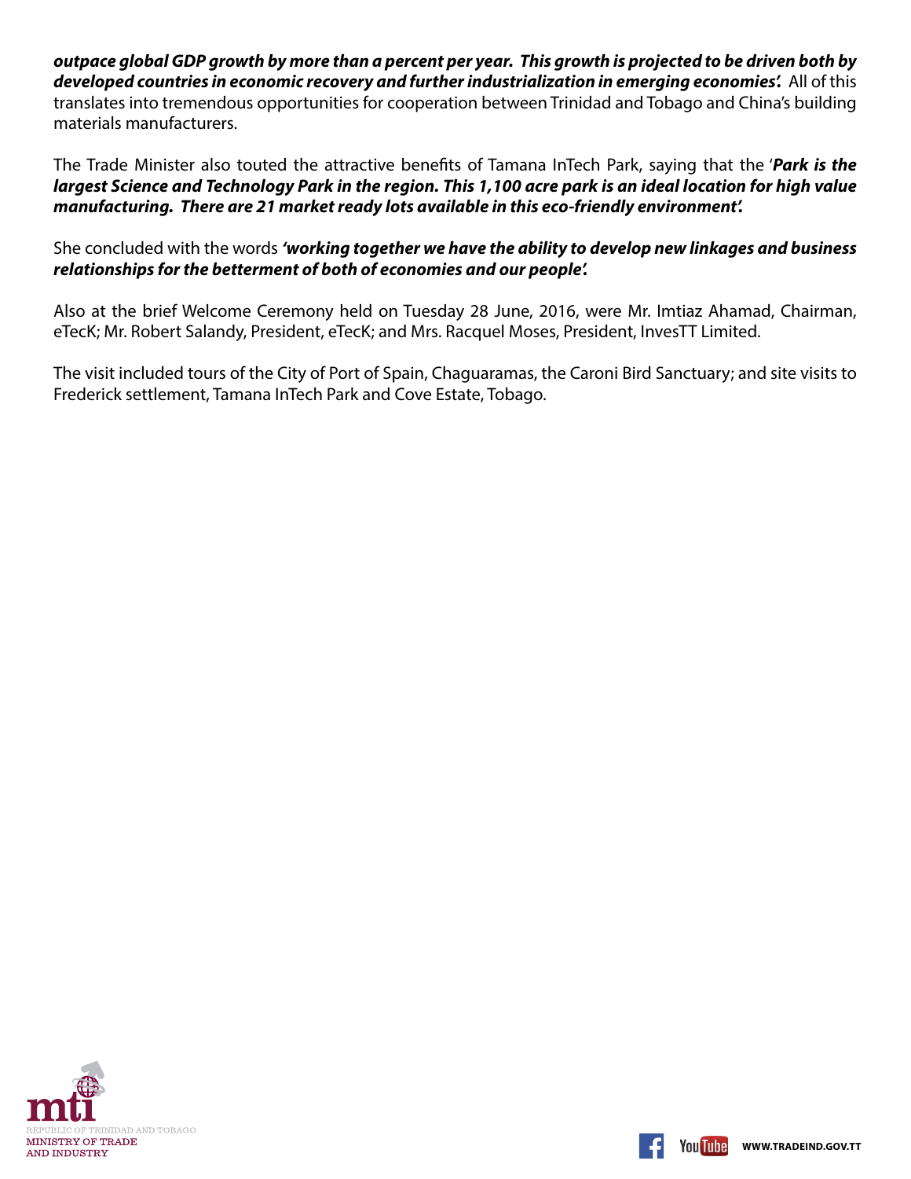***outpace global GDP growth by more than a percent per year. This growth is projected to be driven both by developed countries in economic recovery and further industrialization in emerging economies'.*** All of this translates into tremendous opportunities for cooperation between Trinidad and Tobago and China's building materials manufacturers.

The Trade Minister also touted the attractive benefits of Tamana InTech Park, saying that the '***Park is the largest Science and Technology Park in the region. This 1,100 acre park is an ideal location for high value manufacturing. There are 21 market ready lots available in this eco-friendly environment'.***

She concluded with the words ***'working together we have the ability to develop new linkages and business relationships for the betterment of both of economies and our people'.***

Also at the brief Welcome Ceremony held on Tuesday 28 June, 2016, were Mr. Imtiaz Ahamad, Chairman, eTecK; Mr. Robert Salandy, President, eTecK; and Mrs. Racquel Moses, President, InvesTT Limited.

The visit included tours of the City of Port of Spain, Chaguaramas, the Caroni Bird Sanctuary; and site visits to Frederick settlement, Tamana InTech Park and Cove Estate, Tobago.